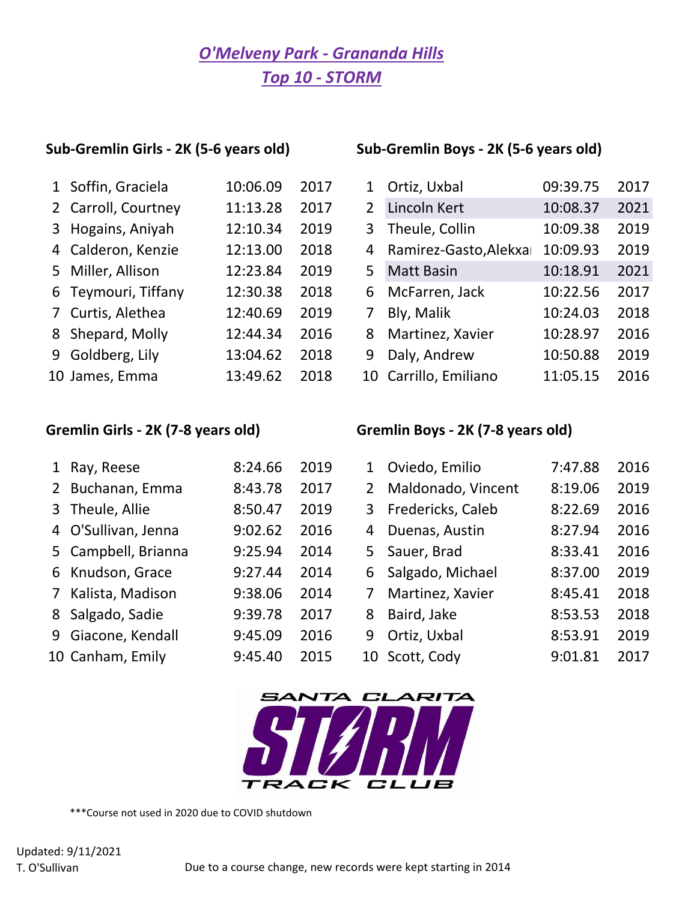# *O'Melveny Park - Granada Hills*
# *Top 10 - STORM*

### Sub-Gremlin Girls - 2K (5-6 years old)

| | Name | Time | Year |
|---|---|---|---|
| 1 | Soffin, Graciela | 10:06.09 | 2017 |
| 2 | Carroll, Courtney | 11:13.28 | 2017 |
| 3 | Hogains, Aniyah | 12:10.34 | 2019 |
| 4 | Calderon, Kenzie | 12:13.00 | 2018 |
| 5 | Miller, Allison | 12:23.84 | 2019 |
| 6 | Teymouri, Tiffany | 12:30.38 | 2018 |
| 7 | Curtis, Alethea | 12:40.69 | 2019 |
| 8 | Shepard, Molly | 12:44.34 | 2016 |
| 9 | Goldberg, Lily | 13:04.62 | 2018 |
| 10 | James, Emma | 13:49.62 | 2018 |

### Sub-Gremlin Boys - 2K (5-6 years old)

| | Name | Time | Year |
|---|---|---|---|
| 1 | Ortiz, Uxbal | 09:39.75 | 2017 |
| 2 | Lincoln Kert | 10:08.37 | 2021 |
| 3 | Theule, Collin | 10:09.38 | 2019 |
| 4 | Ramirez-Gasto,Alekxa | 10:09.93 | 2019 |
| 5 | Matt Basin | 10:18.91 | 2021 |
| 6 | McFarren, Jack | 10:22.56 | 2017 |
| 7 | Bly, Malik | 10:24.03 | 2018 |
| 8 | Martinez, Xavier | 10:28.97 | 2016 |
| 9 | Daly, Andrew | 10:50.88 | 2019 |
| 10 | Carrillo, Emiliano | 11:05.15 | 2016 |

### Gremlin Girls - 2K (7-8 years old)

| | Name | Time | Year |
|---|---|---|---|
| 1 | Ray, Reese | 8:24.66 | 2019 |
| 2 | Buchanan, Emma | 8:43.78 | 2017 |
| 3 | Theule, Allie | 8:50.47 | 2019 |
| 4 | O'Sullivan, Jenna | 9:02.62 | 2016 |
| 5 | Campbell, Brianna | 9:25.94 | 2014 |
| 6 | Knudson, Grace | 9:27.44 | 2014 |
| 7 | Kalista, Madison | 9:38.06 | 2014 |
| 8 | Salgado, Sadie | 9:39.78 | 2017 |
| 9 | Giacone, Kendall | 9:45.09 | 2016 |
| 10 | Canham, Emily | 9:45.40 | 2015 |

### Gremlin Boys - 2K (7-8 years old)

| | Name | Time | Year |
|---|---|---|---|
| 1 | Oviedo, Emilio | 7:47.88 | 2016 |
| 2 | Maldonado, Vincent | 8:19.06 | 2019 |
| 3 | Fredericks, Caleb | 8:22.69 | 2016 |
| 4 | Duenas, Austin | 8:27.94 | 2016 |
| 5 | Sauer, Brad | 8:33.41 | 2016 |
| 6 | Salgado, Michael | 8:37.00 | 2019 |
| 7 | Martinez, Xavier | 8:45.41 | 2018 |
| 8 | Baird, Jake | 8:53.53 | 2018 |
| 9 | Ortiz, Uxbal | 8:53.91 | 2019 |
| 10 | Scott, Cody | 9:01.81 | 2017 |

SANTA CLARITA STORM TRACK CLUB

***Course not used in 2020 due to COVID shutdown

Updated: 9/11/2021
T. O'Sullivan

Due to a course change, new records were kept starting in 2014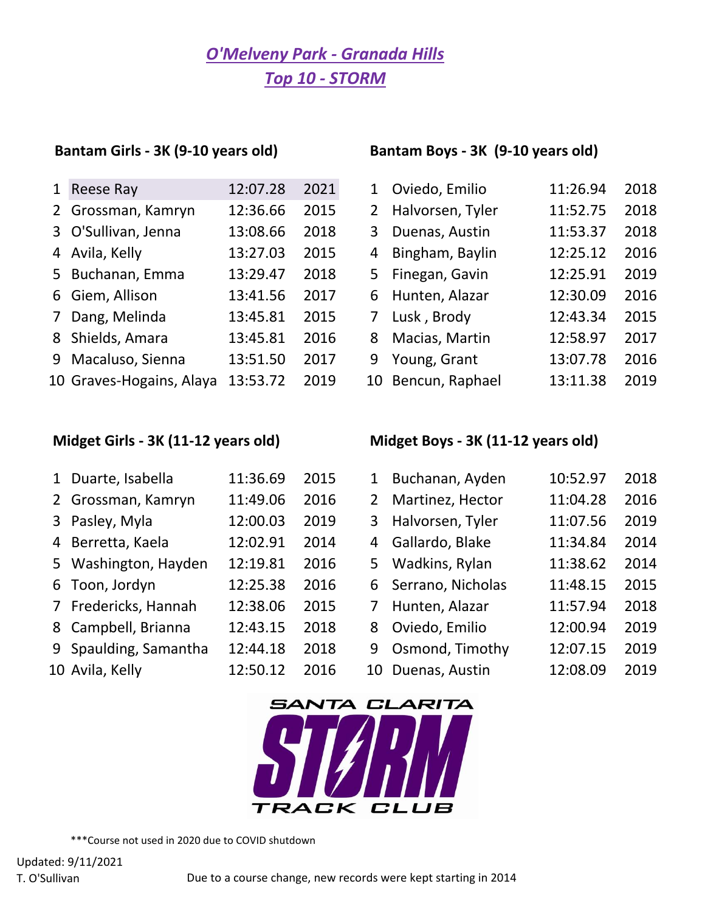# *O'Melveny Park - Granada Hills*
# *Top 10 - STORM*

### Bantam Girls - 3K (9-10 years old)

| | Name | Time | Year |
|---|---|---|---|
| 1 | Reese Ray | 12:07.28 | 2021 |
| 2 | Grossman, Kamryn | 12:36.66 | 2015 |
| 3 | O'Sullivan, Jenna | 13:08.66 | 2018 |
| 4 | Avila, Kelly | 13:27.03 | 2015 |
| 5 | Buchanan, Emma | 13:29.47 | 2018 |
| 6 | Giem, Allison | 13:41.56 | 2017 |
| 7 | Dang, Melinda | 13:45.81 | 2015 |
| 8 | Shields, Amara | 13:45.81 | 2016 |
| 9 | Macaluso, Sienna | 13:51.50 | 2017 |
| 10 | Graves-Hogains, Alaya | 13:53.72 | 2019 |

### Bantam Boys - 3K (9-10 years old)

| | Name | Time | Year |
|---|---|---|---|
| 1 | Oviedo, Emilio | 11:26.94 | 2018 |
| 2 | Halvorsen, Tyler | 11:52.75 | 2018 |
| 3 | Duenas, Austin | 11:53.37 | 2018 |
| 4 | Bingham, Baylin | 12:25.12 | 2016 |
| 5 | Finegan, Gavin | 12:25.91 | 2019 |
| 6 | Hunten, Alazar | 12:30.09 | 2016 |
| 7 | Lusk , Brody | 12:43.34 | 2015 |
| 8 | Macias, Martin | 12:58.97 | 2017 |
| 9 | Young, Grant | 13:07.78 | 2016 |
| 10 | Bencun, Raphael | 13:11.38 | 2019 |

### Midget Girls - 3K (11-12 years old)

| | Name | Time | Year |
|---|---|---|---|
| 1 | Duarte, Isabella | 11:36.69 | 2015 |
| 2 | Grossman, Kamryn | 11:49.06 | 2016 |
| 3 | Pasley, Myla | 12:00.03 | 2019 |
| 4 | Berretta, Kaela | 12:02.91 | 2014 |
| 5 | Washington, Hayden | 12:19.81 | 2016 |
| 6 | Toon, Jordyn | 12:25.38 | 2016 |
| 7 | Fredericks, Hannah | 12:38.06 | 2015 |
| 8 | Campbell, Brianna | 12:43.15 | 2018 |
| 9 | Spaulding, Samantha | 12:44.18 | 2018 |
| 10 | Avila, Kelly | 12:50.12 | 2016 |

### Midget Boys - 3K (11-12 years old)

| | Name | Time | Year |
|---|---|---|---|
| 1 | Buchanan, Ayden | 10:52.97 | 2018 |
| 2 | Martinez, Hector | 11:04.28 | 2016 |
| 3 | Halvorsen, Tyler | 11:07.56 | 2019 |
| 4 | Gallardo, Blake | 11:34.84 | 2014 |
| 5 | Wadkins, Rylan | 11:38.62 | 2014 |
| 6 | Serrano, Nicholas | 11:48.15 | 2015 |
| 7 | Hunten, Alazar | 11:57.94 | 2018 |
| 8 | Oviedo, Emilio | 12:00.94 | 2019 |
| 9 | Osmond, Timothy | 12:07.15 | 2019 |
| 10 | Duenas, Austin | 12:08.09 | 2019 |

SANTA CLARITA STORM TRACK CLUB

***Course not used in 2020 due to COVID shutdown

Updated: 9/11/2021
T. O'Sullivan

Due to a course change, new records were kept starting in 2014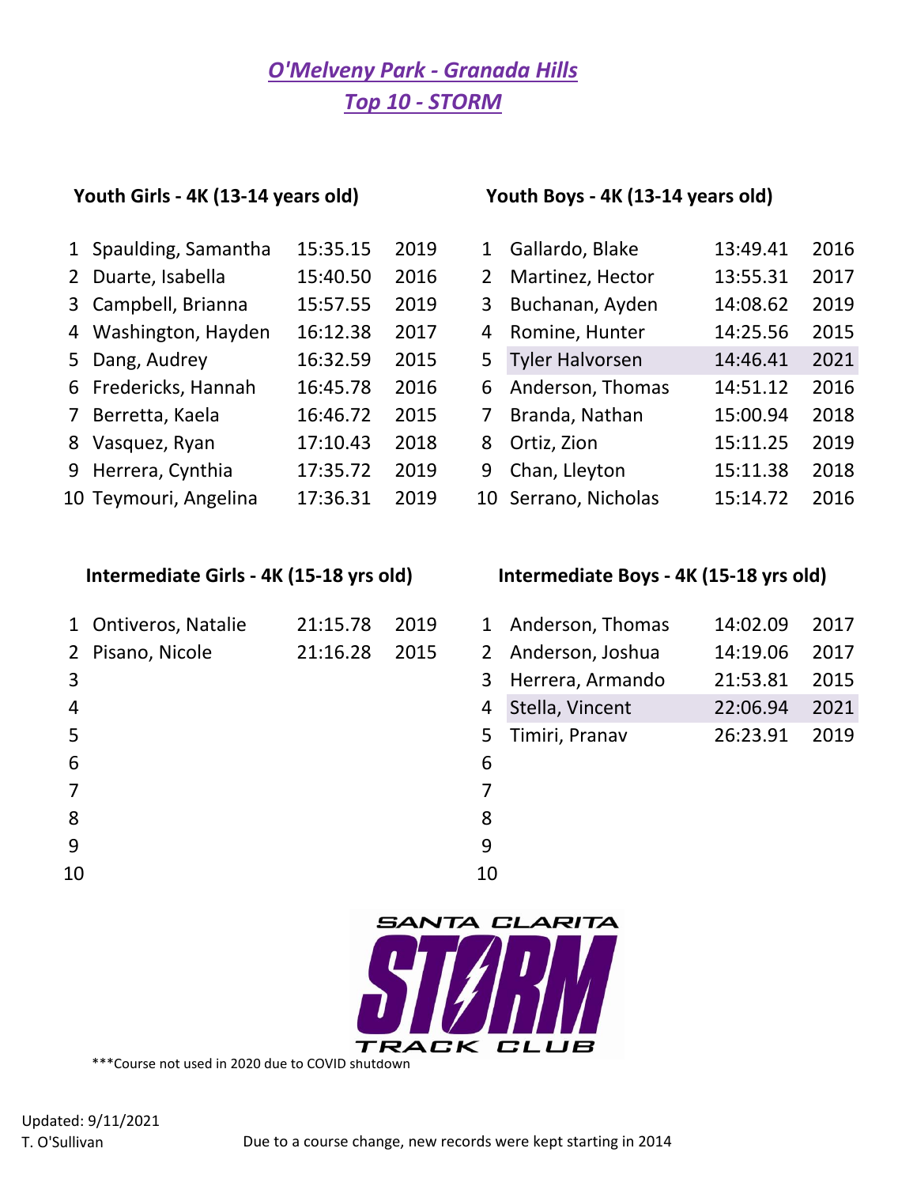## *O'Melveny Park - Granada Hills*
## *Top 10 - STORM*

### Youth Girls - 4K (13-14 years old)

| | | | |
|---|---|---|---|
| 1 | Spaulding, Samantha | 15:35.15 | 2019 |
| 2 | Duarte, Isabella | 15:40.50 | 2016 |
| 3 | Campbell, Brianna | 15:57.55 | 2019 |
| 4 | Washington, Hayden | 16:12.38 | 2017 |
| 5 | Dang, Audrey | 16:32.59 | 2015 |
| 6 | Fredericks, Hannah | 16:45.78 | 2016 |
| 7 | Berretta, Kaela | 16:46.72 | 2015 |
| 8 | Vasquez, Ryan | 17:10.43 | 2018 |
| 9 | Herrera, Cynthia | 17:35.72 | 2019 |
| 10 | Teymouri, Angelina | 17:36.31 | 2019 |

### Youth Boys - 4K (13-14 years old)

| | | | |
|---|---|---|---|
| 1 | Gallardo, Blake | 13:49.41 | 2016 |
| 2 | Martinez, Hector | 13:55.31 | 2017 |
| 3 | Buchanan, Ayden | 14:08.62 | 2019 |
| 4 | Romine, Hunter | 14:25.56 | 2015 |
| 5 | Tyler Halvorsen | 14:46.41 | 2021 |
| 6 | Anderson, Thomas | 14:51.12 | 2016 |
| 7 | Branda, Nathan | 15:00.94 | 2018 |
| 8 | Ortiz, Zion | 15:11.25 | 2019 |
| 9 | Chan, Lleyton | 15:11.38 | 2018 |
| 10 | Serrano, Nicholas | 15:14.72 | 2016 |

### Intermediate Girls - 4K (15-18 yrs old)

| | | | |
|---|---|---|---|
| 1 | Ontiveros, Natalie | 21:15.78 | 2019 |
| 2 | Pisano, Nicole | 21:16.28 | 2015 |
| 3 | | | |
| 4 | | | |
| 5 | | | |
| 6 | | | |
| 7 | | | |
| 8 | | | |
| 9 | | | |
| 10 | | | |

### Intermediate Boys - 4K (15-18 yrs old)

| | | | |
|---|---|---|---|
| 1 | Anderson, Thomas | 14:02.09 | 2017 |
| 2 | Anderson, Joshua | 14:19.06 | 2017 |
| 3 | Herrera, Armando | 21:53.81 | 2015 |
| 4 | Stella, Vincent | 22:06.94 | 2021 |
| 5 | Timiri, Pranav | 26:23.91 | 2019 |
| 6 | | | |
| 7 | | | |
| 8 | | | |
| 9 | | | |
| 10 | | | |

SANTA CLARITA STORM TRACK CLUB

***Course not used in 2020 due to COVID shutdown

Updated: 9/11/2021
T. O'Sullivan

Due to a course change, new records were kept starting in 2014